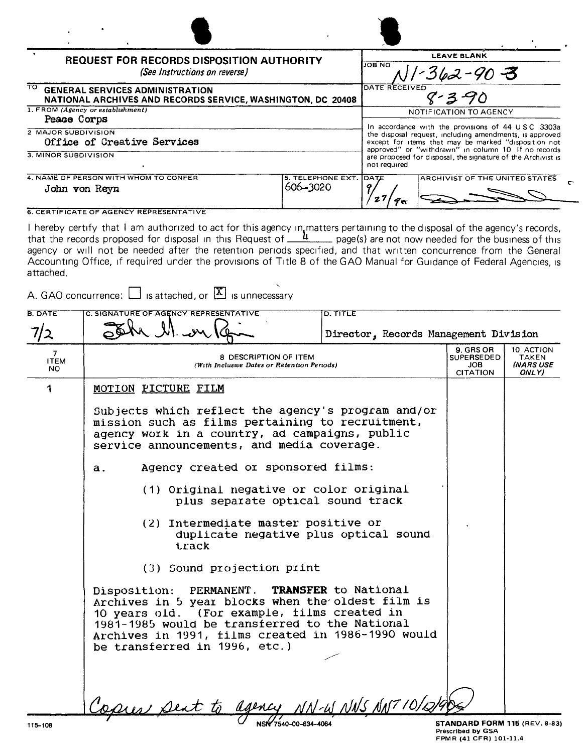# REQUEST FOR RECORDS DISPOSITION AUTHORITY

*(See Instructions on reverse)*

| | |
|---|---|
| **LEAVE BLANK** | |
| JOB NO | N1-362-90-3 |
| DATE RECEIVED | 8-3-90 |

**TO** GENERAL SERVICES ADMINISTRATION
NATIONAL ARCHIVES AND RECORDS SERVICE, WASHINGTON, DC 20408

1. FROM *(Agency or establishment)*
   Peace Corps

2. MAJOR SUBDIVISION
   Office of Creative Services

3. MINOR SUBDIVISION

4. NAME OF PERSON WITH WHOM TO CONFER
   John von Reyn

5. TELEPHONE EXT.
   606-3020

**NOTIFICATION TO AGENCY**

In accordance with the provisions of 44 U S C 3303a the disposal request, including amendments, is approved except for items that may be marked "disposition not approved" or "withdrawn" in column 10 If no records are proposed for disposal, the signature of the Archivist is not required

| DATE | ARCHIVIST OF THE UNITED STATES |
|---|---|
| 9/27/90 | [signature] |

6. CERTIFICATE OF AGENCY REPRESENTATIVE

I hereby certify that I am authorized to act for this agency in matters pertaining to the disposal of the agency's records, that the records proposed for disposal in this Request of 4 page(s) are not now needed for the business of this agency or will not be needed after the retention periods specified, and that written concurrence from the General Accounting Office, if required under the provisions of Title 8 of the GAO Manual for Guidance of Federal Agencies, is attached.

A. GAO concurrence: ☐ is attached, or ☒ is unnecessary

| B. DATE | C. SIGNATURE OF AGENCY REPRESENTATIVE | D. TITLE |
|---|---|---|
| 7/2 | [signature] | Director, Records Management Division |

| 7 ITEM NO | 8 DESCRIPTION OF ITEM *(With Inclusive Dates or Retention Periods)* | 9. GRS OR SUPERSEDED JOB CITATION | 10 ACTION TAKEN *(NARS USE ONLY)* |
|---|---|---|---|
| 1 | MOTION PICTURE FILM<br><br>Subjects which reflect the agency's program and/or mission such as films pertaining to recruitment, agency work in a country, ad campaigns, public service announcements, and media coverage.<br><br>a. Agency created or sponsored films:<br><br>(1) Original negative or color original plus separate optical sound track<br><br>(2) Intermediate master positive or duplicate negative plus optical sound track<br><br>(3) Sound projection print<br><br>Disposition: PERMANENT. **TRANSFER** to National Archives in 5 year blocks when the oldest film is 10 years old. (For example, films created in 1981-1985 would be transferred to the National Archives in 1991, films created in 1986-1990 would be transferred in 1996, etc.) | | |

*Copies sent to agency NN-W, NNS, NNT 10/12/90*

115-108 NSN 7540-00-634-4064

**STANDARD FORM 115** (REV. 8-83)
Prescribed by GSA
FPMR (41 CFR) 101-11.4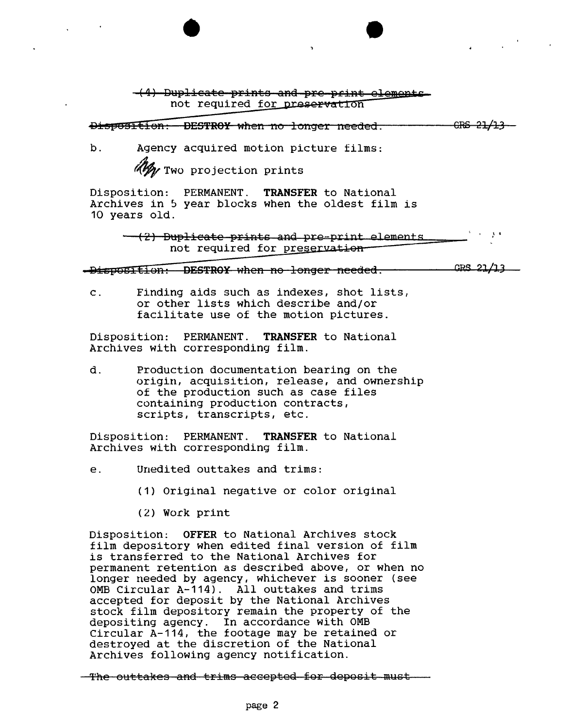~~(4) Duplicate prints and pre-print elements not required for preservation~~

~~Disposition: **DESTROY** when no longer needed.~~ ~~GRS 21/13~~

b. Agency acquired motion picture films:

Two projection prints

Disposition: PERMANENT. **TRANSFER** to National Archives in 5 year blocks when the oldest film is 10 years old.

~~(2) Duplicate prints and pre-print elements not required for preservation~~

~~Disposition: **DESTROY** when no longer needed.~~ ~~GRS 21/13~~

c. Finding aids such as indexes, shot lists, or other lists which describe and/or facilitate use of the motion pictures.

Disposition: PERMANENT. **TRANSFER** to National Archives with corresponding film.

d. Production documentation bearing on the origin, acquisition, release, and ownership of the production such as case files containing production contracts, scripts, transcripts, etc.

Disposition: PERMANENT. **TRANSFER** to National Archives with corresponding film.

e. Unedited outtakes and trims:

(1) Original negative or color original

(2) Work print

Disposition: **OFFER** to National Archives stock film depository when edited final version of film is transferred to the National Archives for permanent retention as described above, or when no longer needed by agency, whichever is sooner (see OMB Circular A-114). All outtakes and trims accepted for deposit by the National Archives stock film depository remain the property of the depositing agency. In accordance with OMB Circular A-114, the footage may be retained or destroyed at the discretion of the National Archives following agency notification.

~~The outtakes and trims accepted for deposit must~~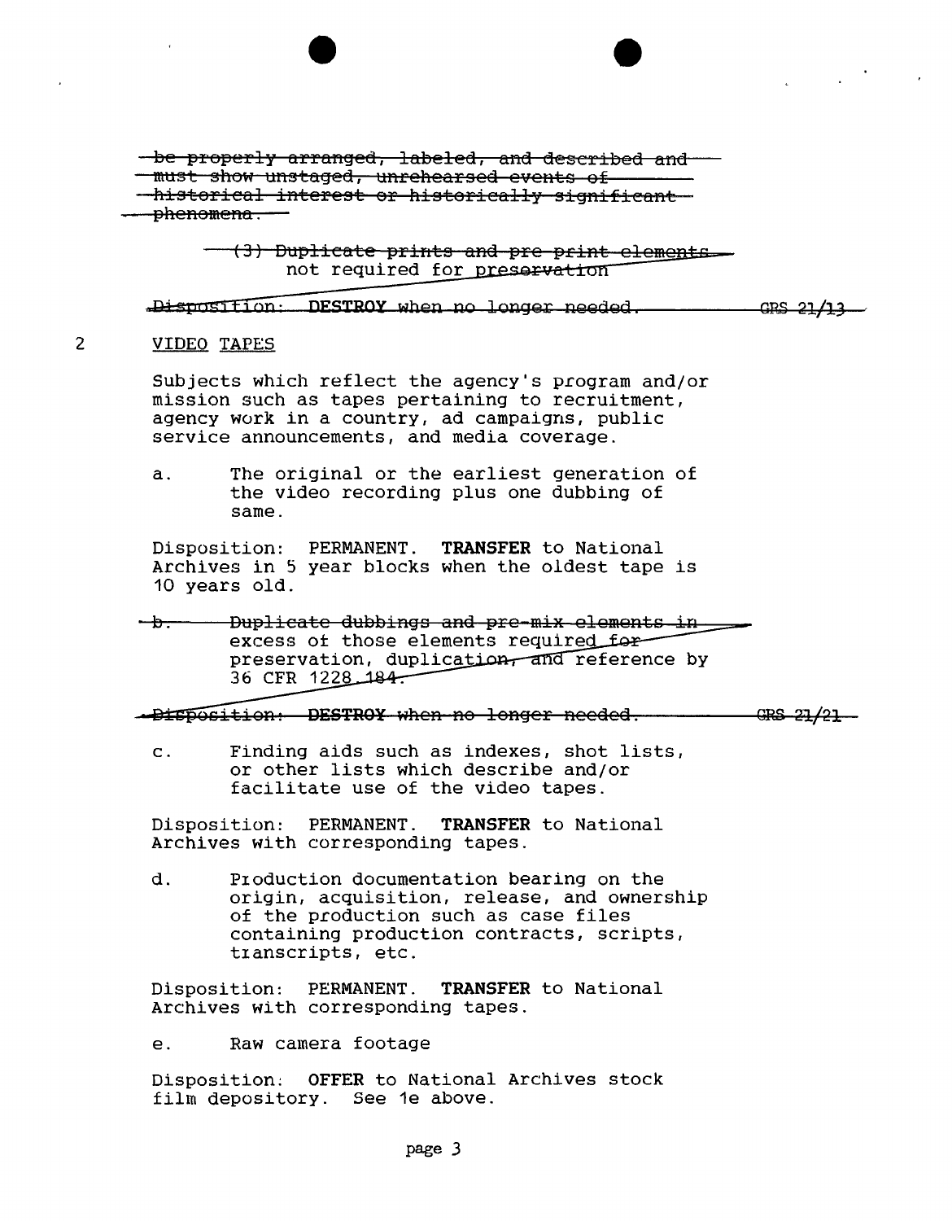~~be properly arranged, labeled, and described and must show unstaged, unrehearsed events of historical interest or historically significant phenomena.~~

~~(3) Duplicate prints and pre-print elements not required for preservation~~

~~Disposition: **DESTROY** when no longer needed. GRS 21/13~~

2 VIDEO TAPES

Subjects which reflect the agency's program and/or mission such as tapes pertaining to recruitment, agency work in a country, ad campaigns, public service announcements, and media coverage.

a. The original or the earliest generation of the video recording plus one dubbing of same.

Disposition: PERMANENT. **TRANSFER** to National Archives in 5 year blocks when the oldest tape is 10 years old.

~~b. Duplicate dubbings and pre-mix elements in excess of those elements required for preservation, duplication, and reference by 36 CFR 1228.184.~~

~~Disposition: **DESTROY** when no longer needed. GRS 21/21~~

c. Finding aids such as indexes, shot lists, or other lists which describe and/or facilitate use of the video tapes.

Disposition: PERMANENT. **TRANSFER** to National Archives with corresponding tapes.

d. Production documentation bearing on the origin, acquisition, release, and ownership of the production such as case files containing production contracts, scripts, transcripts, etc.

Disposition: PERMANENT. **TRANSFER** to National Archives with corresponding tapes.

e. Raw camera footage

Disposition: **OFFER** to National Archives stock film depository. See 1e above.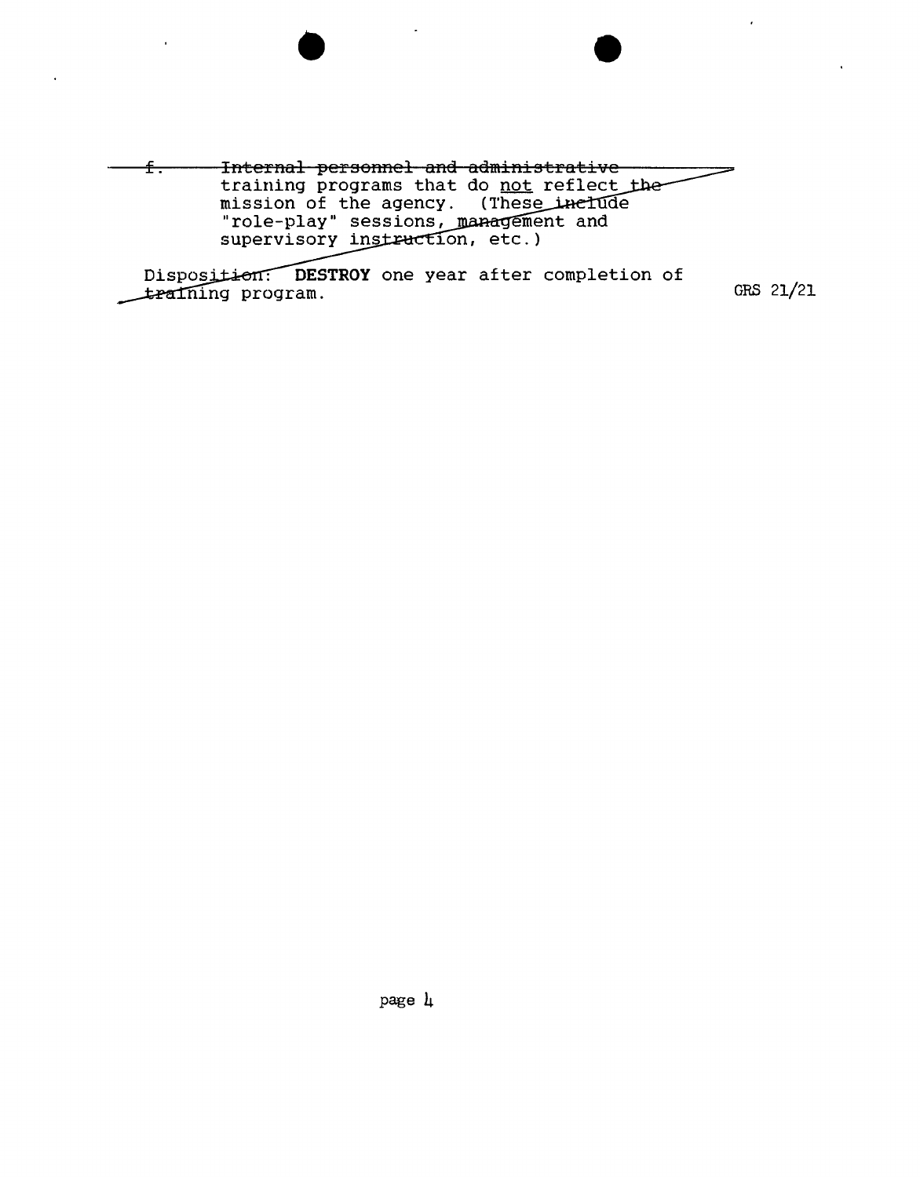f. Internal personnel and administrative training programs that do not reflect the mission of the agency. (These include "role-play" sessions, management and supervisory instruction, etc.)

Disposition: **DESTROY** one year after completion of training program. GRS 21/21